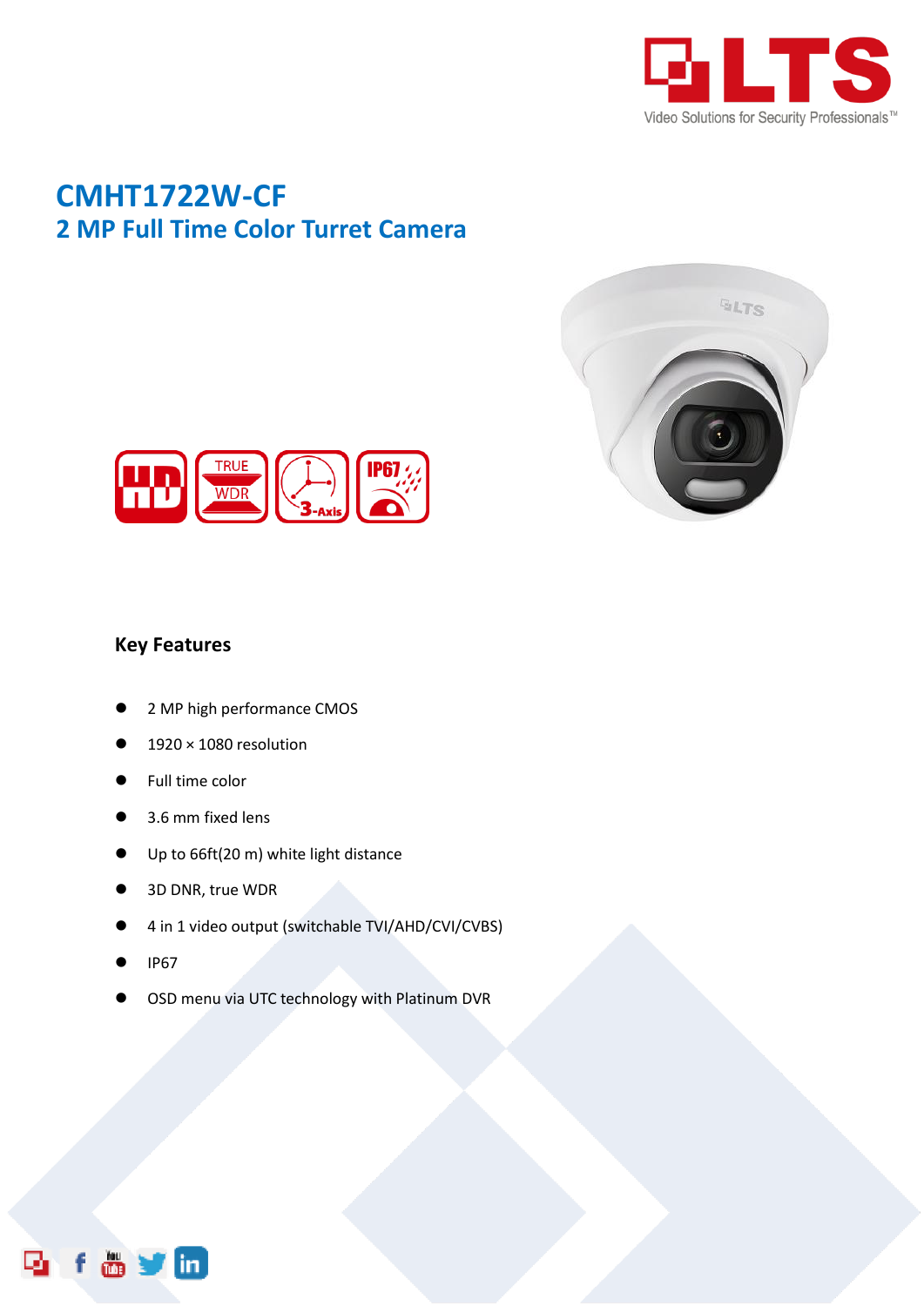# CMHT1722W-CF

## 2 MP Full Time Color Turret Camera

### Key Features

- 2 MP high performance CMOS
- 1920 × 1080 resolution
- Full time color
- 3.6 mm fixed lens
- Up to 66ft(20 m) white light distance
- 3D DNR, true WDR
- 4 in 1 video output (switchable TVI/AHD/CVI/CVBS)
- IP67
- OSD menu via UTC technology with Platinum DVR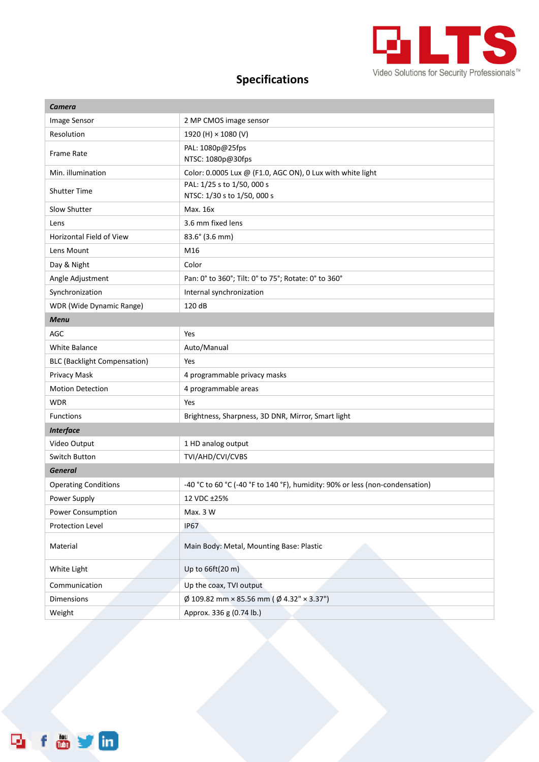## Specifications

| **Camera** | |
|---|---|
| Image Sensor | 2 MP CMOS image sensor |
| Resolution | 1920 (H) × 1080 (V) |
| Frame Rate | PAL: 1080p@25fps<br>NTSC: 1080p@30fps |
| Min. illumination | Color: 0.0005 Lux @ (F1.0, AGC ON), 0 Lux with white light |
| Shutter Time | PAL: 1/25 s to 1/50, 000 s<br>NTSC: 1/30 s to 1/50, 000 s |
| Slow Shutter | Max. 16x |
| Lens | 3.6 mm fixed lens |
| Horizontal Field of View | 83.6° (3.6 mm) |
| Lens Mount | M16 |
| Day & Night | Color |
| Angle Adjustment | Pan: 0° to 360°; Tilt: 0° to 75°; Rotate: 0° to 360° |
| Synchronization | Internal synchronization |
| WDR (Wide Dynamic Range) | 120 dB |
| **Menu** | |
| AGC | Yes |
| White Balance | Auto/Manual |
| BLC (Backlight Compensation) | Yes |
| Privacy Mask | 4 programmable privacy masks |
| Motion Detection | 4 programmable areas |
| WDR | Yes |
| Functions | Brightness, Sharpness, 3D DNR, Mirror, Smart light |
| **Interface** | |
| Video Output | 1 HD analog output |
| Switch Button | TVI/AHD/CVI/CVBS |
| **General** | |
| Operating Conditions | -40 °C to 60 °C (-40 °F to 140 °F), humidity: 90% or less (non-condensation) |
| Power Supply | 12 VDC ±25% |
| Power Consumption | Max. 3 W |
| Protection Level | IP67 |
| Material | Main Body: Metal, Mounting Base: Plastic |
| White Light | Up to 66ft(20 m) |
| Communication | Up the coax, TVI output |
| Dimensions | Ø 109.82 mm × 85.56 mm ( Ø 4.32" × 3.37") |
| Weight | Approx. 336 g (0.74 lb.) |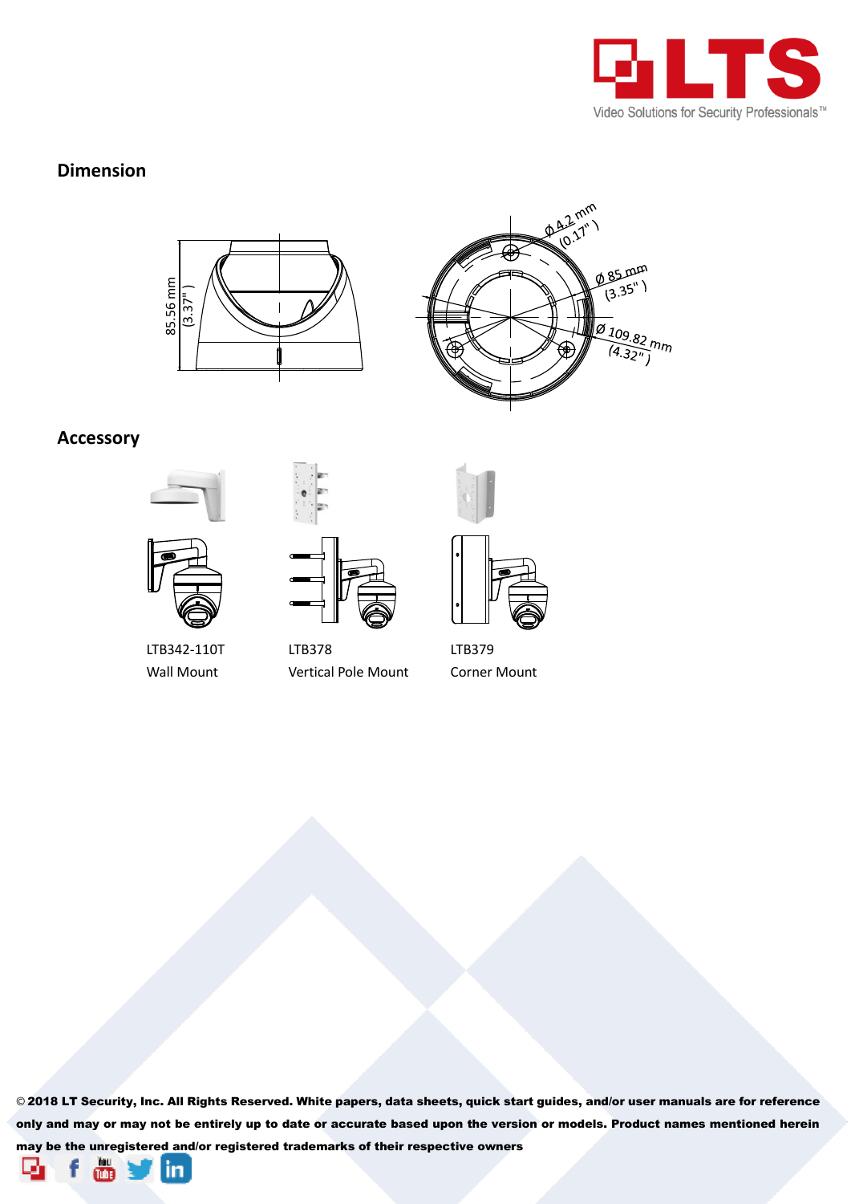## Dimension

85.56 mm
(3.37")

Ø 4.2 mm
(0.17")

Ø 85 mm
(3.35")

Ø 109.82 mm
(4.32")

## Accessory

LTB342-110T
Wall Mount

LTB378
Vertical Pole Mount

LTB379
Corner Mount

**© 2018 LT Security, Inc. All Rights Reserved. White papers, data sheets, quick start guides, and/or user manuals are for reference only and may or may not be entirely up to date or accurate based upon the version or models. Product names mentioned herein may be the unregistered and/or registered trademarks of their respective owners**